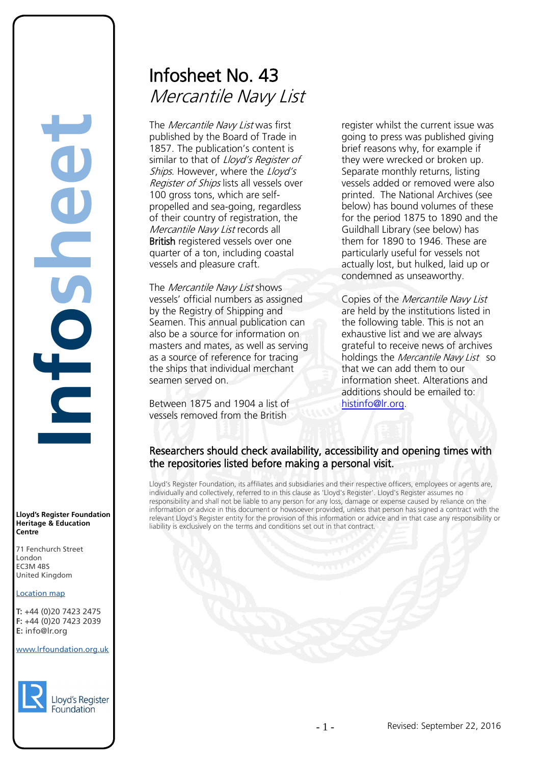# Infosheet No. 43
## *Mercantile Navy List*

The *Mercantile Navy List* was first published by the Board of Trade in 1857. The publication's content is similar to that of *Lloyd's Register of Ships*. However, where the *Lloyd's Register of Ships* lists all vessels over 100 gross tons, which are self-propelled and sea-going, regardless of their country of registration, the *Mercantile Navy List* records all **British** registered vessels over one quarter of a ton, including coastal vessels and pleasure craft.

The *Mercantile Navy List* shows vessels' official numbers as assigned by the Registry of Shipping and Seamen. This annual publication can also be a source for information on masters and mates, as well as serving as a source of reference for tracing the ships that individual merchant seamen served on.

Between 1875 and 1904 a list of vessels removed from the British register whilst the current issue was going to press was published giving brief reasons why, for example if they were wrecked or broken up. Separate monthly returns, listing vessels added or removed were also printed. The National Archives (see below) has bound volumes of these for the period 1875 to 1890 and the Guildhall Library (see below) has them for 1890 to 1946. These are particularly useful for vessels not actually lost, but hulked, laid up or condemned as unseaworthy.

Copies of the *Mercantile Navy List* are held by the institutions listed in the following table. This is not an exhaustive list and we are always grateful to receive news of archives holdings the *Mercantile Navy List* so that we can add them to our information sheet. Alterations and additions should be emailed to: histinfo@lr.org.

### Researchers should check availability, accessibility and opening times with the repositories listed before making a personal visit.

Lloyd's Register Foundation, its affiliates and subsidiaries and their respective officers, employees or agents are, individually and collectively, referred to in this clause as 'Lloyd's Register'. Lloyd's Register assumes no responsibility and shall not be liable to any person for any loss, damage or expense caused by reliance on the information or advice in this document or howsoever provided, unless that person has signed a contract with the relevant Lloyd's Register entity for the provision of this information or advice and in that case any responsibility or liability is exclusively on the terms and conditions set out in that contract.

**Lloyd's Register Foundation Heritage & Education Centre**

71 Fenchurch Street
London
EC3M 4BS
United Kingdom

Location map

**T:** +44 (0)20 7423 2475
**F:** +44 (0)20 7423 2039
**E:** info@lr.org

www.lrfoundation.org.uk

Revised: September 22, 2016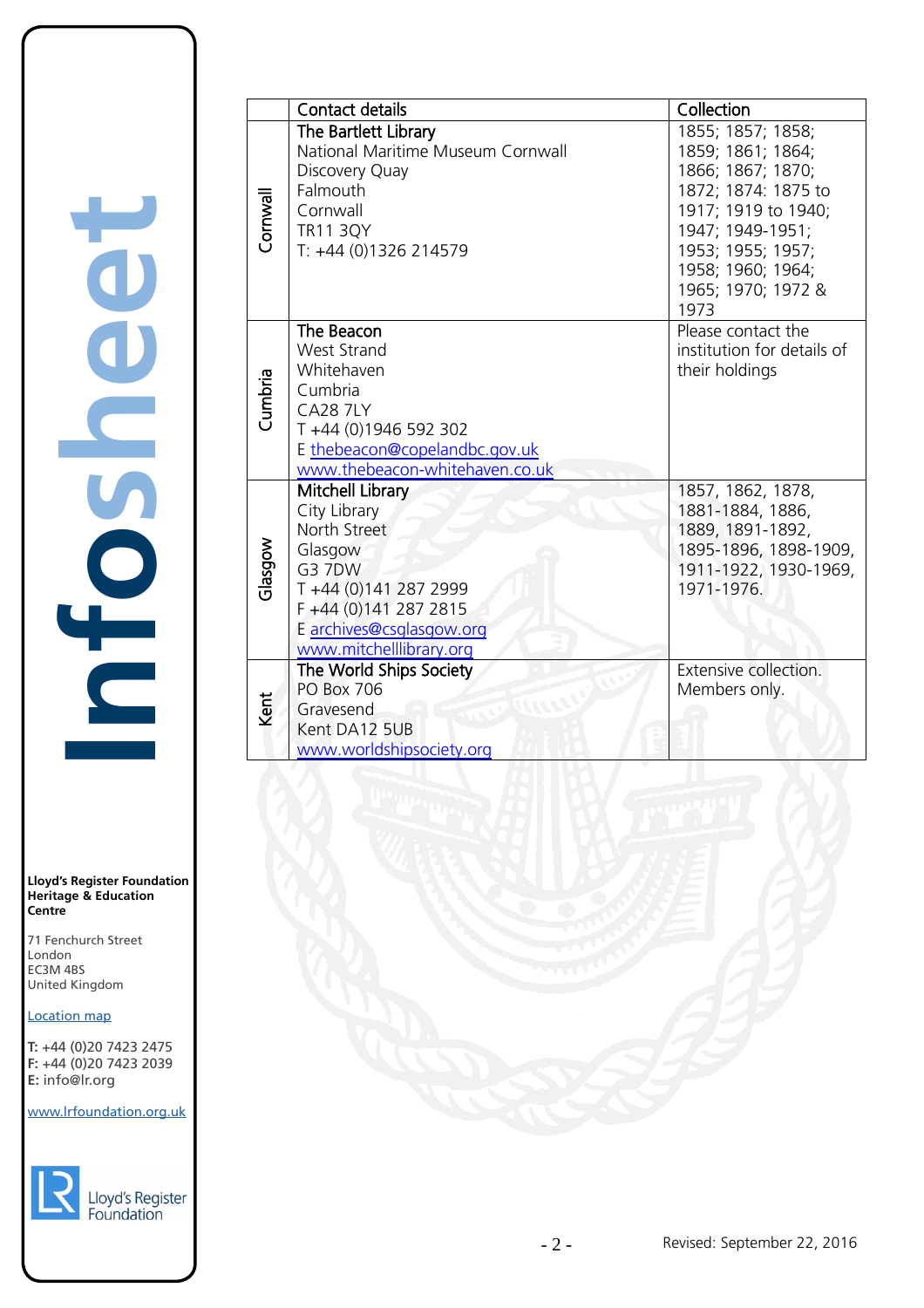| | Contact details | Collection |
|---|---|---|
| Cornwall | **The Bartlett Library**<br>National Maritime Museum Cornwall<br>Discovery Quay<br>Falmouth<br>Cornwall<br>TR11 3QY<br>T: +44 (0)1326 214579 | 1855; 1857; 1858; 1859; 1861; 1864; 1866; 1867; 1870; 1872; 1874: 1875 to 1917; 1919 to 1940; 1947; 1949-1951; 1953; 1955; 1957; 1958; 1960; 1964; 1965; 1970; 1972 & 1973 |
| Cumbria | **The Beacon**<br>West Strand<br>Whitehaven<br>Cumbria<br>CA28 7LY<br>T +44 (0)1946 592 302<br>E thebeacon@copelandbc.gov.uk<br>www.thebeacon-whitehaven.co.uk | Please contact the institution for details of their holdings |
| Glasgow | **Mitchell Library**<br>City Library<br>North Street<br>Glasgow<br>G3 7DW<br>T +44 (0)141 287 2999<br>F +44 (0)141 287 2815<br>E archives@csglasgow.org<br>www.mitchelllibrary.org | 1857, 1862, 1878, 1881-1884, 1886, 1889, 1891-1892, 1895-1896, 1898-1909, 1911-1922, 1930-1969, 1971-1976. |
| Kent | **The World Ships Society**<br>PO Box 706<br>Gravesend<br>Kent DA12 5UB<br>www.worldshipsociety.org | Extensive collection. Members only. |

Infosheet

**Lloyd's Register Foundation Heritage & Education Centre**

71 Fenchurch Street
London
EC3M 4BS
United Kingdom

Location map

**T:** +44 (0)20 7423 2475
**F:** +44 (0)20 7423 2039
**E:** info@lr.org

www.lrfoundation.org.uk

Lloyd's Register Foundation

Revised: September 22, 2016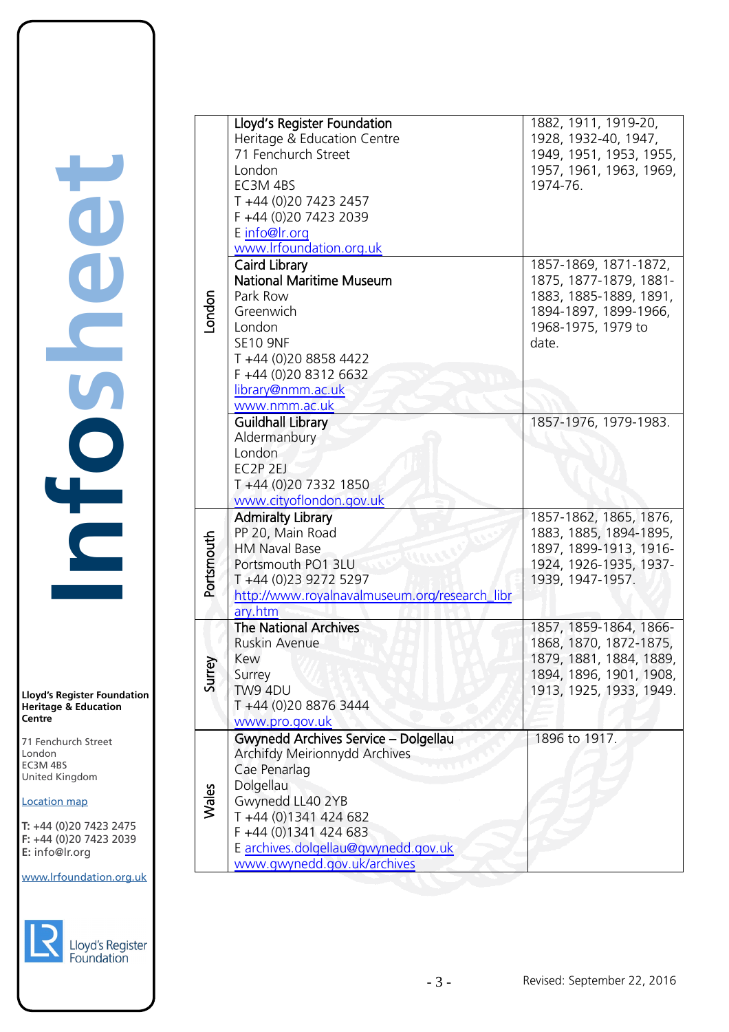| | | |
|---|---|---|
| London | Lloyd's Register Foundation<br>Heritage & Education Centre<br>71 Fenchurch Street<br>London<br>EC3M 4BS<br>T +44 (0)20 7423 2457<br>F +44 (0)20 7423 2039<br>E info@lr.org<br>www.lrfoundation.org.uk | 1882, 1911, 1919-20, 1928, 1932-40, 1947, 1949, 1951, 1953, 1955, 1957, 1961, 1963, 1969, 1974-76. |
| London | Caird Library<br>National Maritime Museum<br>Park Row<br>Greenwich<br>London<br>SE10 9NF<br>T +44 (0)20 8858 4422<br>F +44 (0)20 8312 6632<br>library@nmm.ac.uk<br>www.nmm.ac.uk | 1857-1869, 1871-1872, 1875, 1877-1879, 1881-1883, 1885-1889, 1891, 1894-1897, 1899-1966, 1968-1975, 1979 to date. |
| London | Guildhall Library<br>Aldermanbury<br>London<br>EC2P 2EJ<br>T +44 (0)20 7332 1850<br>www.cityoflondon.gov.uk | 1857-1976, 1979-1983. |
| Portsmouth | Admiralty Library<br>PP 20, Main Road<br>HM Naval Base<br>Portsmouth PO1 3LU<br>T +44 (0)23 9272 5297<br>http://www.royalnavalmuseum.org/research_library.htm | 1857-1862, 1865, 1876, 1883, 1885, 1894-1895, 1897, 1899-1913, 1916-1924, 1926-1935, 1937-1939, 1947-1957. |
| Surrey | The National Archives<br>Ruskin Avenue<br>Kew<br>Surrey<br>TW9 4DU<br>T +44 (0)20 8876 3444<br>www.pro.gov.uk | 1857, 1859-1864, 1866-1868, 1870, 1872-1875, 1879, 1881, 1884, 1889, 1894, 1896, 1901, 1908, 1913, 1925, 1933, 1949. |
| Wales | Gwynedd Archives Service – Dolgellau<br>Archifdy Meirionnydd Archives<br>Cae Penarlag<br>Dolgellau<br>Gwynedd LL40 2YB<br>T +44 (0)1341 424 682<br>F +44 (0)1341 424 683<br>E archives.dolgellau@gwynedd.gov.uk<br>www.gwynedd.gov.uk/archives | 1896 to 1917. |

Infosheet

**Lloyd's Register Foundation Heritage & Education Centre**

71 Fenchurch Street
London
EC3M 4BS
United Kingdom

Location map

**T:** +44 (0)20 7423 2475
**F:** +44 (0)20 7423 2039
**E:** info@lr.org

www.lrfoundation.org.uk

Lloyd's Register Foundation

Revised: September 22, 2016